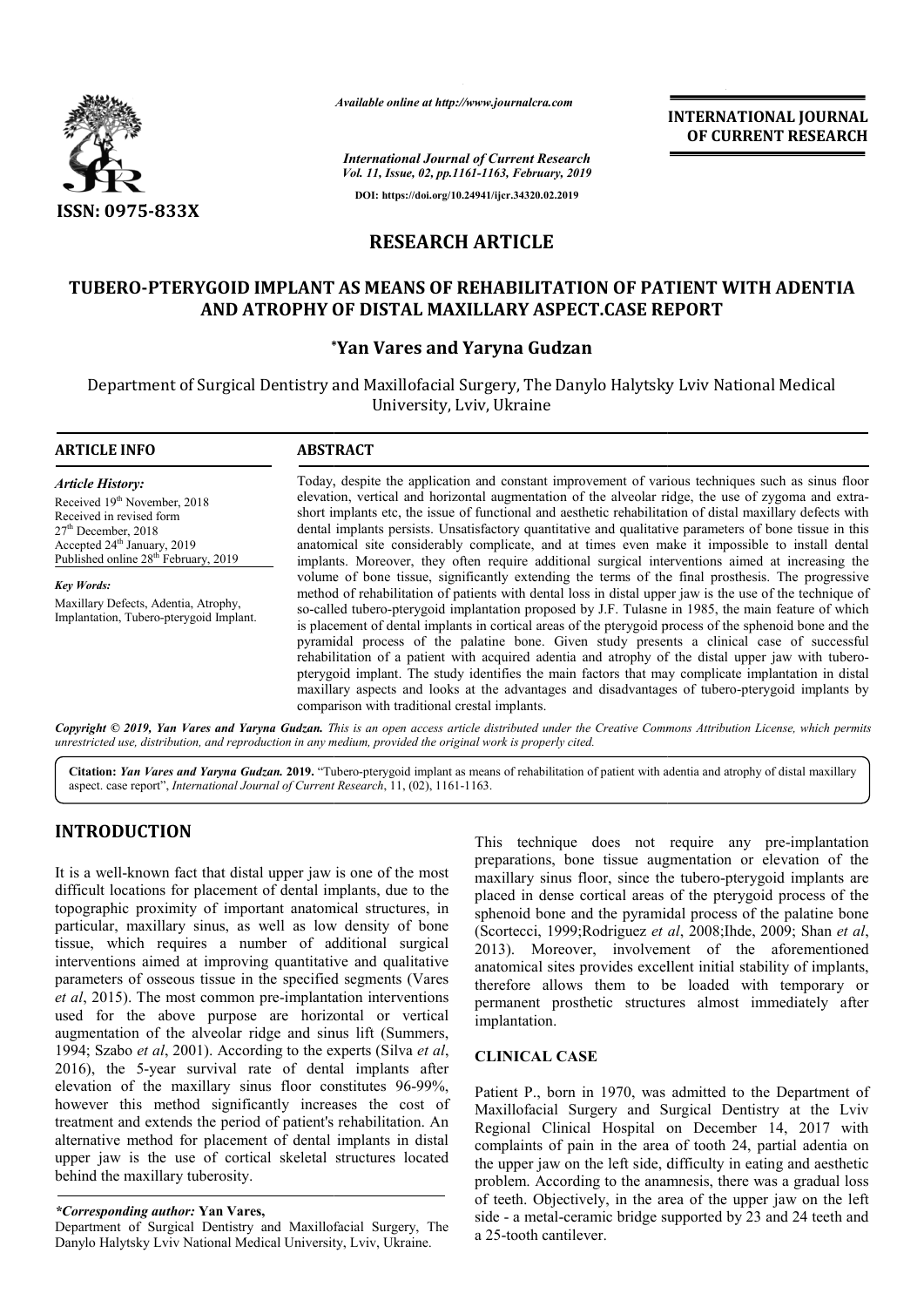*Available online at http://www.journalcra.com*

*International Journal of Current Research*
*Vol. 11, Issue, 02, pp.1161-1163, February, 2019*

**DOI: https://doi.org/10.24941/ijcr.34320.02.2019**

**INTERNATIONAL JOURNAL OF CURRENT RESEARCH**

**ISSN: 0975-833X**

# RESEARCH ARTICLE

# TUBERO-PTERYGOID IMPLANT AS MEANS OF REHABILITATION OF PATIENT WITH ADENTIA AND ATROPHY OF DISTAL MAXILLARY ASPECT.CASE REPORT

**\*Yan Vares and Yaryna Gudzan**

Department of Surgical Dentistry and Maxillofacial Surgery, The Danylo Halytsky Lviv National Medical University, Lviv, Ukraine

## ARTICLE INFO

*Article History:*

Received 19[th] November, 2018
Received in revised form
27[th] December, 2018
Accepted 24[th] January, 2019
Published online 28[th] February, 2019

*Key Words:*

Maxillary Defects, Adentia, Atrophy, Implantation, Tubero-pterygoid Implant.

## ABSTRACT

Today, despite the application and constant improvement of various techniques such as sinus floor elevation, vertical and horizontal augmentation of the alveolar ridge, the use of zygoma and extra-short implants etc, the issue of functional and aesthetic rehabilitation of distal maxillary defects with dental implants persists. Unsatisfactory quantitative and qualitative parameters of bone tissue in this anatomical site considerably complicate, and at times even make it impossible to install dental implants. Moreover, they often require additional surgical interventions aimed at increasing the volume of bone tissue, significantly extending the terms of the final prosthesis. The progressive method of rehabilitation of patients with dental loss in distal upper jaw is the use of the technique of so-called tubero-pterygoid implantation proposed by J.F. Tulasne in 1985, the main feature of which is placement of dental implants in cortical areas of the pterygoid process of the sphenoid bone and the pyramidal process of the palatine bone. Given study presents a clinical case of successful rehabilitation of a patient with acquired adentia and atrophy of the distal upper jaw with tubero-pterygoid implant. The study identifies the main factors that may complicate implantation in distal maxillary aspects and looks at the advantages and disadvantages of tubero-pterygoid implants by comparison with traditional crestal implants.

*Copyright © 2019, Yan Vares and Yaryna Gudzan. This is an open access article distributed under the Creative Commons Attribution License, which permits unrestricted use, distribution, and reproduction in any medium, provided the original work is properly cited.*

**Citation:** *Yan Vares and Yaryna Gudzan.* **2019.** "Tubero-pterygoid implant as means of rehabilitation of patient with adentia and atrophy of distal maxillary aspect. case report", *International Journal of Current Research*, 11, (02), 1161-1163.

## INTRODUCTION

It is a well-known fact that distal upper jaw is one of the most difficult locations for placement of dental implants, due to the topographic proximity of important anatomical structures, in particular, maxillary sinus, as well as low density of bone tissue, which requires a number of additional surgical interventions aimed at improving quantitative and qualitative parameters of osseous tissue in the specified segments (Vares *et al*, 2015). The most common pre-implantation interventions used for the above purpose are horizontal or vertical augmentation of the alveolar ridge and sinus lift (Summers, 1994; Szabo *et al*, 2001). According to the experts (Silva *et al*, 2016), the 5-year survival rate of dental implants after elevation of the maxillary sinus floor constitutes 96-99%, however this method significantly increases the cost of treatment and extends the period of patient's rehabilitation. An alternative method for placement of dental implants in distal upper jaw is the use of cortical skeletal structures located behind the maxillary tuberosity.

This technique does not require any pre-implantation preparations, bone tissue augmentation or elevation of the maxillary sinus floor, since the tubero-pterygoid implants are placed in dense cortical areas of the pterygoid process of the sphenoid bone and the pyramidal process of the palatine bone (Scortecci, 1999;Rodriguez *et al*, 2008;Ihde, 2009; Shan *et al*, 2013). Moreover, involvement of the aforementioned anatomical sites provides excellent initial stability of implants, therefore allows them to be loaded with temporary or permanent prosthetic structures almost immediately after implantation.

## CLINICAL CASE

Patient P., born in 1970, was admitted to the Department of Maxillofacial Surgery and Surgical Dentistry at the Lviv Regional Clinical Hospital on December 14, 2017 with complaints of pain in the area of tooth 24, partial adentia on the upper jaw on the left side, difficulty in eating and aesthetic problem. According to the anamnesis, there was a gradual loss of teeth. Objectively, in the area of the upper jaw on the left side - a metal-ceramic bridge supported by 23 and 24 teeth and a 25-tooth cantilever.

*\*Corresponding author:* **Yan Vares,**
Department of Surgical Dentistry and Maxillofacial Surgery, The Danylo Halytsky Lviv National Medical University, Lviv, Ukraine.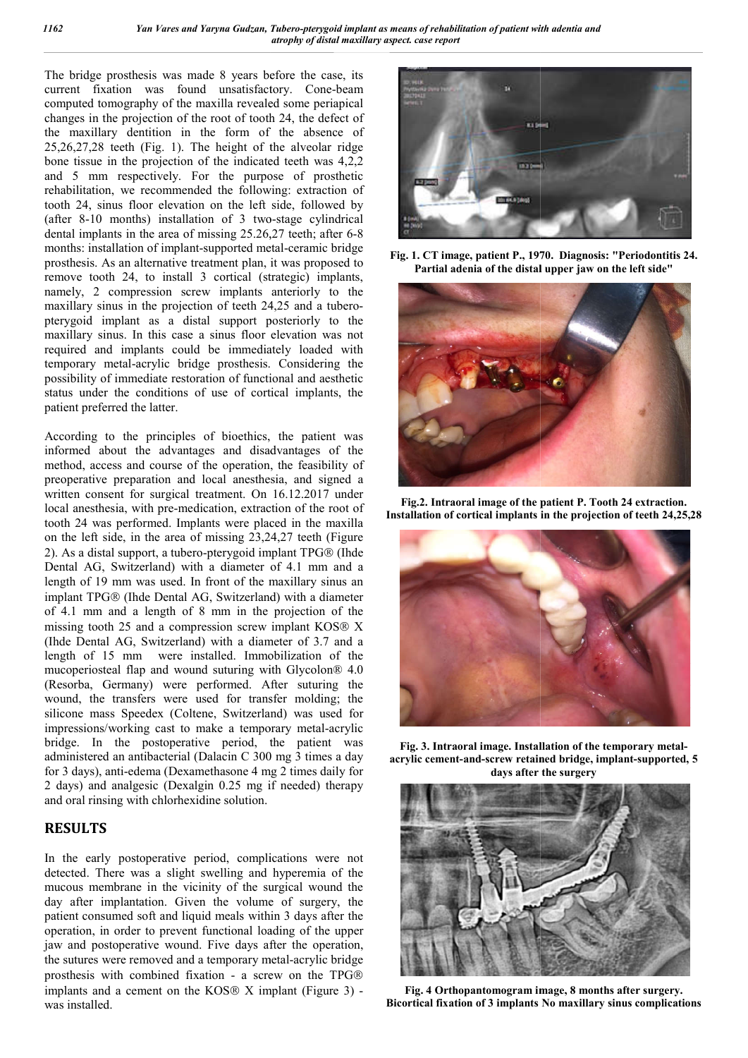The bridge prosthesis was made 8 years before the case, its current fixation was found unsatisfactory. Cone-beam computed tomography of the maxilla revealed some periapical changes in the projection of the root of tooth 24, the defect of the maxillary dentition in the form of the absence of 25,26,27,28 teeth (Fig. 1). The height of the alveolar ridge bone tissue in the projection of the indicated teeth was 4,2,2 and 5 mm respectively. For the purpose of prosthetic rehabilitation, we recommended the following: extraction of tooth 24, sinus floor elevation on the left side, followed by (after 8-10 months) installation of 3 two-stage cylindrical dental implants in the area of missing 25.26,27 teeth; after 6-8 months: installation of implant-supported metal-ceramic bridge prosthesis. As an alternative treatment plan, it was proposed to remove tooth 24, to install 3 cortical (strategic) implants, namely, 2 compression screw implants anteriorly to the maxillary sinus in the projection of teeth 24,25 and a tubero-pterygoid implant as a distal support posteriorly to the maxillary sinus. In this case a sinus floor elevation was not required and implants could be immediately loaded with temporary metal-acrylic bridge prosthesis. Considering the possibility of immediate restoration of functional and aesthetic status under the conditions of use of cortical implants, the patient preferred the latter.

According to the principles of bioethics, the patient was informed about the advantages and disadvantages of the method, access and course of the operation, the feasibility of preoperative preparation and local anesthesia, and signed a written consent for surgical treatment. On 16.12.2017 under local anesthesia, with pre-medication, extraction of the root of tooth 24 was performed. Implants were placed in the maxilla on the left side, in the area of missing 23,24,27 teeth (Figure 2). As a distal support, a tubero-pterygoid implant TPG® (Ihde Dental AG, Switzerland) with a diameter of 4.1 mm and a length of 19 mm was used. In front of the maxillary sinus an implant TPG® (Ihde Dental AG, Switzerland) with a diameter of 4.1 mm and a length of 8 mm in the projection of the missing tooth 25 and a compression screw implant KOS® X (Ihde Dental AG, Switzerland) with a diameter of 3.7 and a length of 15 mm were installed. Immobilization of the mucoperiosteal flap and wound suturing with Glycolon® 4.0 (Resorba, Germany) were performed. After suturing the wound, the transfers were used for transfer molding; the silicone mass Speedex (Coltene, Switzerland) was used for impressions/working cast to make a temporary metal-acrylic bridge. In the postoperative period, the patient was administered an antibacterial (Dalacin C 300 mg 3 times a day for 3 days), anti-edema (Dexamethasone 4 mg 2 times daily for 2 days) and analgesic (Dexalgin 0.25 mg if needed) therapy and oral rinsing with chlorhexidine solution.

## RESULTS

In the early postoperative period, complications were not detected. There was a slight swelling and hyperemia of the mucous membrane in the vicinity of the surgical wound the day after implantation. Given the volume of surgery, the patient consumed soft and liquid meals within 3 days after the operation, in order to prevent functional loading of the upper jaw and postoperative wound. Five days after the operation, the sutures were removed and a temporary metal-acrylic bridge prosthesis with combined fixation - a screw on the TPG® implants and a cement on the KOS® X implant (Figure 3) - was installed.

**Fig. 1. CT image, patient P., 1970. Diagnosis: "Periodontitis 24. Partial adenia of the distal upper jaw on the left side"**

**Fig.2. Intraoral image of the patient P. Tooth 24 extraction. Installation of cortical implants in the projection of teeth 24,25,28**

**Fig. 3. Intraoral image. Installation of the temporary metal-acrylic cement-and-screw retained bridge, implant-supported, 5 days after the surgery**

**Fig. 4 Orthopantomogram image, 8 months after surgery. Bicortical fixation of 3 implants No maxillary sinus complications**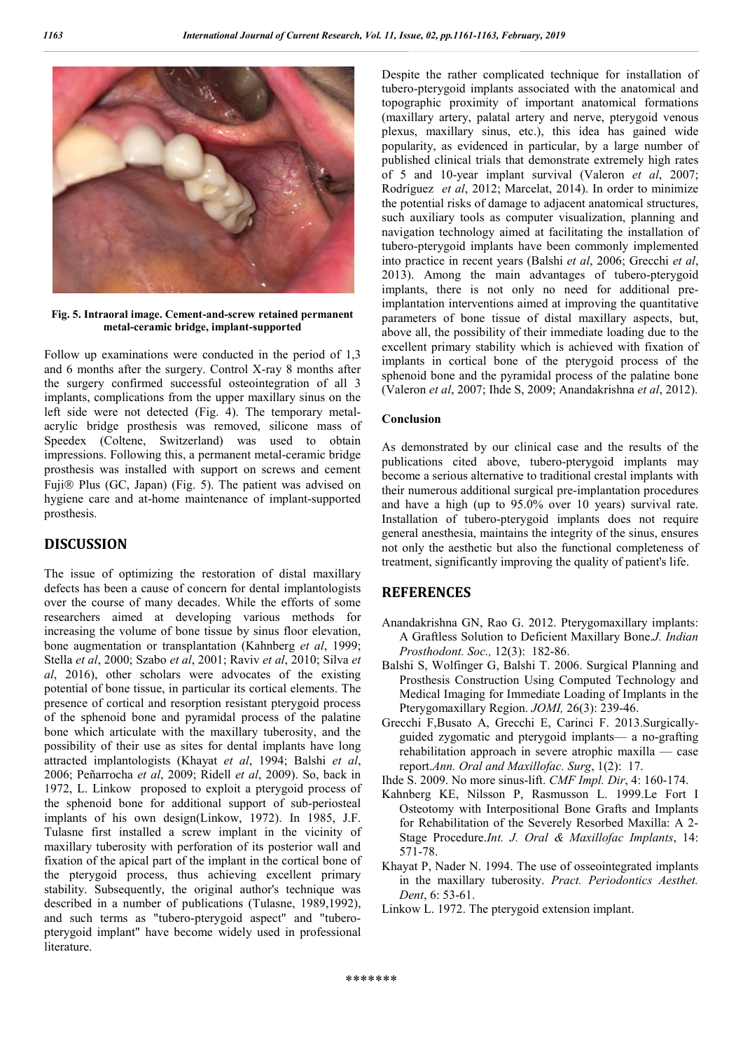Fig. 5. Intraoral image. Cement-and-screw retained permanent metal-ceramic bridge, implant-supported

Follow up examinations were conducted in the period of 1,3 and 6 months after the surgery. Control X-ray 8 months after the surgery confirmed successful osteointegration of all 3 implants, complications from the upper maxillary sinus on the left side were not detected (Fig. 4). The temporary metal-acrylic bridge prosthesis was removed, silicone mass of Speedex (Coltene, Switzerland) was used to obtain impressions. Following this, a permanent metal-ceramic bridge prosthesis was installed with support on screws and cement Fuji® Plus (GC, Japan) (Fig. 5). The patient was advised on hygiene care and at-home maintenance of implant-supported prosthesis.

## DISCUSSION

The issue of optimizing the restoration of distal maxillary defects has been a cause of concern for dental implantologists over the course of many decades. While the efforts of some researchers aimed at developing various methods for increasing the volume of bone tissue by sinus floor elevation, bone augmentation or transplantation (Kahnberg *et al*, 1999; Stella *et al*, 2000; Szabo *et al*, 2001; Raviv *et al*, 2010; Silva *et al*, 2016), other scholars were advocates of the existing potential of bone tissue, in particular its cortical elements. The presence of cortical and resorption resistant pterygoid process of the sphenoid bone and pyramidal process of the palatine bone which articulate with the maxillary tuberosity, and the possibility of their use as sites for dental implants have long attracted implantologists (Khayat *et al*, 1994; Balshi *et al*, 2006; Peñarrocha *et al*, 2009; Ridell *et al*, 2009). So, back in 1972, L. Linkow proposed to exploit a pterygoid process of the sphenoid bone for additional support of sub-periosteal implants of his own design(Linkow, 1972). In 1985, J.F. Tulasne first installed a screw implant in the vicinity of maxillary tuberosity with perforation of its posterior wall and fixation of the apical part of the implant in the cortical bone of the pterygoid process, thus achieving excellent primary stability. Subsequently, the original author's technique was described in a number of publications (Tulasne, 1989,1992), and such terms as "tubero-pterygoid aspect" and "tubero-pterygoid implant" have become widely used in professional literature.

Despite the rather complicated technique for installation of tubero-pterygoid implants associated with the anatomical and topographic proximity of important anatomical formations (maxillary artery, palatal artery and nerve, pterygoid venous plexus, maxillary sinus, etc.), this idea has gained wide popularity, as evidenced in particular, by a large number of published clinical trials that demonstrate extremely high rates of 5 and 10-year implant survival (Valeron *et al*, 2007; Rodríguez *et al*, 2012; Marcelat, 2014). In order to minimize the potential risks of damage to adjacent anatomical structures, such auxiliary tools as computer visualization, planning and navigation technology aimed at facilitating the installation of tubero-pterygoid implants have been commonly implemented into practice in recent years (Balshi *et al*, 2006; Grecchi *et al*, 2013). Among the main advantages of tubero-pterygoid implants, there is not only no need for additional pre-implantation interventions aimed at improving the quantitative parameters of bone tissue of distal maxillary aspects, but, above all, the possibility of their immediate loading due to the excellent primary stability which is achieved with fixation of implants in cortical bone of the pterygoid process of the sphenoid bone and the pyramidal process of the palatine bone (Valeron *et al*, 2007; Ihde S, 2009; Anandakrishna *et al*, 2012).

### Conclusion

As demonstrated by our clinical case and the results of the publications cited above, tubero-pterygoid implants may become a serious alternative to traditional crestal implants with their numerous additional surgical pre-implantation procedures and have a high (up to 95.0% over 10 years) survival rate. Installation of tubero-pterygoid implants does not require general anesthesia, maintains the integrity of the sinus, ensures not only the aesthetic but also the functional completeness of treatment, significantly improving the quality of patient's life.

## REFERENCES

Anandakrishna GN, Rao G. 2012. Pterygomaxillary implants: A Graftless Solution to Deficient Maxillary Bone.*J. Indian Prosthodont. Soc.,* 12(3): 182-86.

Balshi S, Wolfinger G, Balshi T. 2006. Surgical Planning and Prosthesis Construction Using Computed Technology and Medical Imaging for Immediate Loading of Implants in the Pterygomaxillary Region. *JOMI,* 26(3): 239-46.

Grecchi F,Busato A, Grecchi E, Carinci F. 2013.Surgically-guided zygomatic and pterygoid implants— a no-grafting rehabilitation approach in severe atrophic maxilla — case report.*Ann. Oral and Maxillofac. Surg*, 1(2): 17.

Ihde S. 2009. No more sinus-lift. *CMF Impl. Dir*, 4: 160-174.

Kahnberg KE, Nilsson P, Rasmusson L. 1999.Le Fort I Osteotomy with Interpositional Bone Grafts and Implants for Rehabilitation of the Severely Resorbed Maxilla: A 2-Stage Procedure.*Int. J. Oral & Maxillofac Implants*, 14: 571-78.

Khayat P, Nader N. 1994. The use of osseointegrated implants in the maxillary tuberosity. *Pract. Periodontics Aesthet. Dent*, 6: 53-61.

Linkow L. 1972. The pterygoid extension implant.

\*\*\*\*\*\*\*